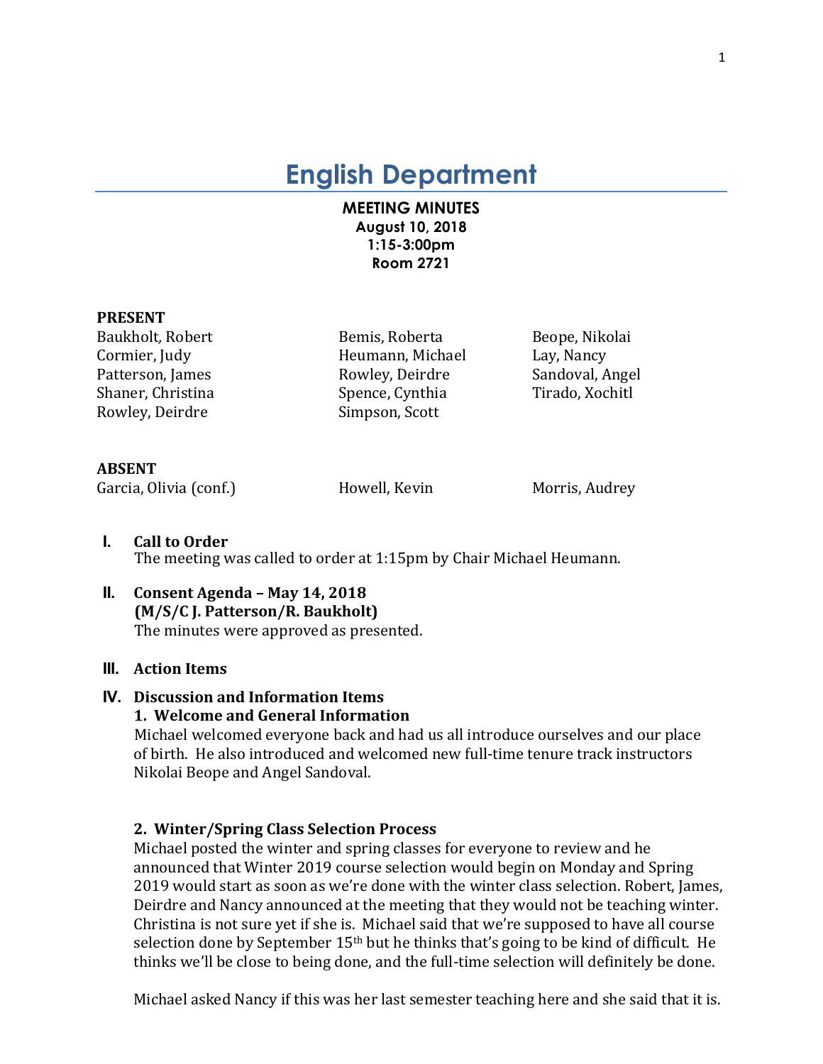# English Department

**MEETING MINUTES**
**August 10, 2018**
**1:15-3:00pm**
**Room 2721**

**PRESENT**

| | | |
|---|---|---|
| Baukholt, Robert | Bemis, Roberta | Beope, Nikolai |
| Cormier, Judy | Heumann, Michael | Lay, Nancy |
| Patterson, James | Rowley, Deirdre | Sandoval, Angel |
| Shaner, Christina | Spence, Cynthia | Tirado, Xochitl |
| Rowley, Deirdre | Simpson, Scott | |

**ABSENT**

| | | |
|---|---|---|
| Garcia, Olivia (conf.) | Howell, Kevin | Morris, Audrey |

**I. Call to Order**
The meeting was called to order at 1:15pm by Chair Michael Heumann.

**II. Consent Agenda – May 14, 2018**
**(M/S/C J. Patterson/R. Baukholt)**
The minutes were approved as presented.

**III. Action Items**

**IV. Discussion and Information Items**

**1. Welcome and General Information**
Michael welcomed everyone back and had us all introduce ourselves and our place of birth. He also introduced and welcomed new full-time tenure track instructors Nikolai Beope and Angel Sandoval.

**2. Winter/Spring Class Selection Process**
Michael posted the winter and spring classes for everyone to review and he announced that Winter 2019 course selection would begin on Monday and Spring 2019 would start as soon as we're done with the winter class selection. Robert, James, Deirdre and Nancy announced at the meeting that they would not be teaching winter. Christina is not sure yet if she is. Michael said that we're supposed to have all course selection done by September 15th but he thinks that's going to be kind of difficult. He thinks we'll be close to being done, and the full-time selection will definitely be done.

Michael asked Nancy if this was her last semester teaching here and she said that it is.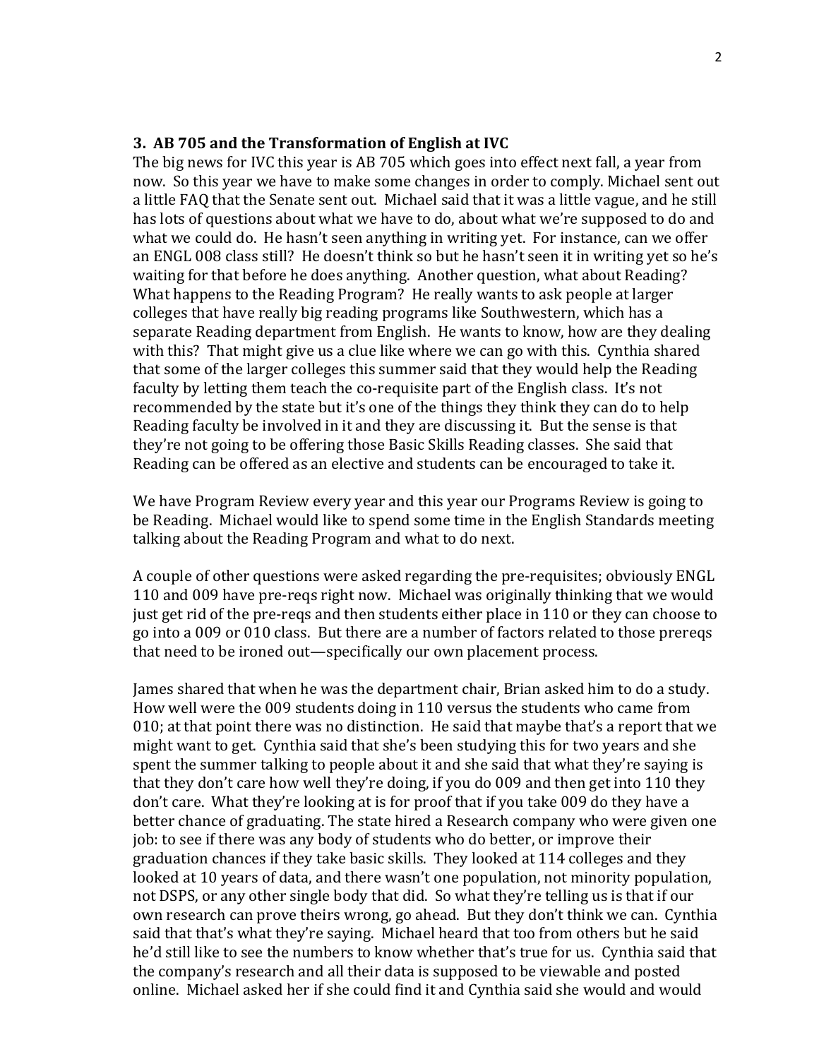### 3. AB 705 and the Transformation of English at IVC

The big news for IVC this year is AB 705 which goes into effect next fall, a year from now. So this year we have to make some changes in order to comply. Michael sent out a little FAQ that the Senate sent out. Michael said that it was a little vague, and he still has lots of questions about what we have to do, about what we're supposed to do and what we could do. He hasn't seen anything in writing yet. For instance, can we offer an ENGL 008 class still? He doesn't think so but he hasn't seen it in writing yet so he's waiting for that before he does anything. Another question, what about Reading? What happens to the Reading Program? He really wants to ask people at larger colleges that have really big reading programs like Southwestern, which has a separate Reading department from English. He wants to know, how are they dealing with this? That might give us a clue like where we can go with this. Cynthia shared that some of the larger colleges this summer said that they would help the Reading faculty by letting them teach the co-requisite part of the English class. It's not recommended by the state but it's one of the things they think they can do to help Reading faculty be involved in it and they are discussing it. But the sense is that they're not going to be offering those Basic Skills Reading classes. She said that Reading can be offered as an elective and students can be encouraged to take it.

We have Program Review every year and this year our Programs Review is going to be Reading. Michael would like to spend some time in the English Standards meeting talking about the Reading Program and what to do next.

A couple of other questions were asked regarding the pre-requisites; obviously ENGL 110 and 009 have pre-reqs right now. Michael was originally thinking that we would just get rid of the pre-reqs and then students either place in 110 or they can choose to go into a 009 or 010 class. But there are a number of factors related to those prereqs that need to be ironed out—specifically our own placement process.

James shared that when he was the department chair, Brian asked him to do a study. How well were the 009 students doing in 110 versus the students who came from 010; at that point there was no distinction. He said that maybe that's a report that we might want to get. Cynthia said that she's been studying this for two years and she spent the summer talking to people about it and she said that what they're saying is that they don't care how well they're doing, if you do 009 and then get into 110 they don't care. What they're looking at is for proof that if you take 009 do they have a better chance of graduating. The state hired a Research company who were given one job: to see if there was any body of students who do better, or improve their graduation chances if they take basic skills. They looked at 114 colleges and they looked at 10 years of data, and there wasn't one population, not minority population, not DSPS, or any other single body that did. So what they're telling us is that if our own research can prove theirs wrong, go ahead. But they don't think we can. Cynthia said that that's what they're saying. Michael heard that too from others but he said he'd still like to see the numbers to know whether that's true for us. Cynthia said that the company's research and all their data is supposed to be viewable and posted online. Michael asked her if she could find it and Cynthia said she would and would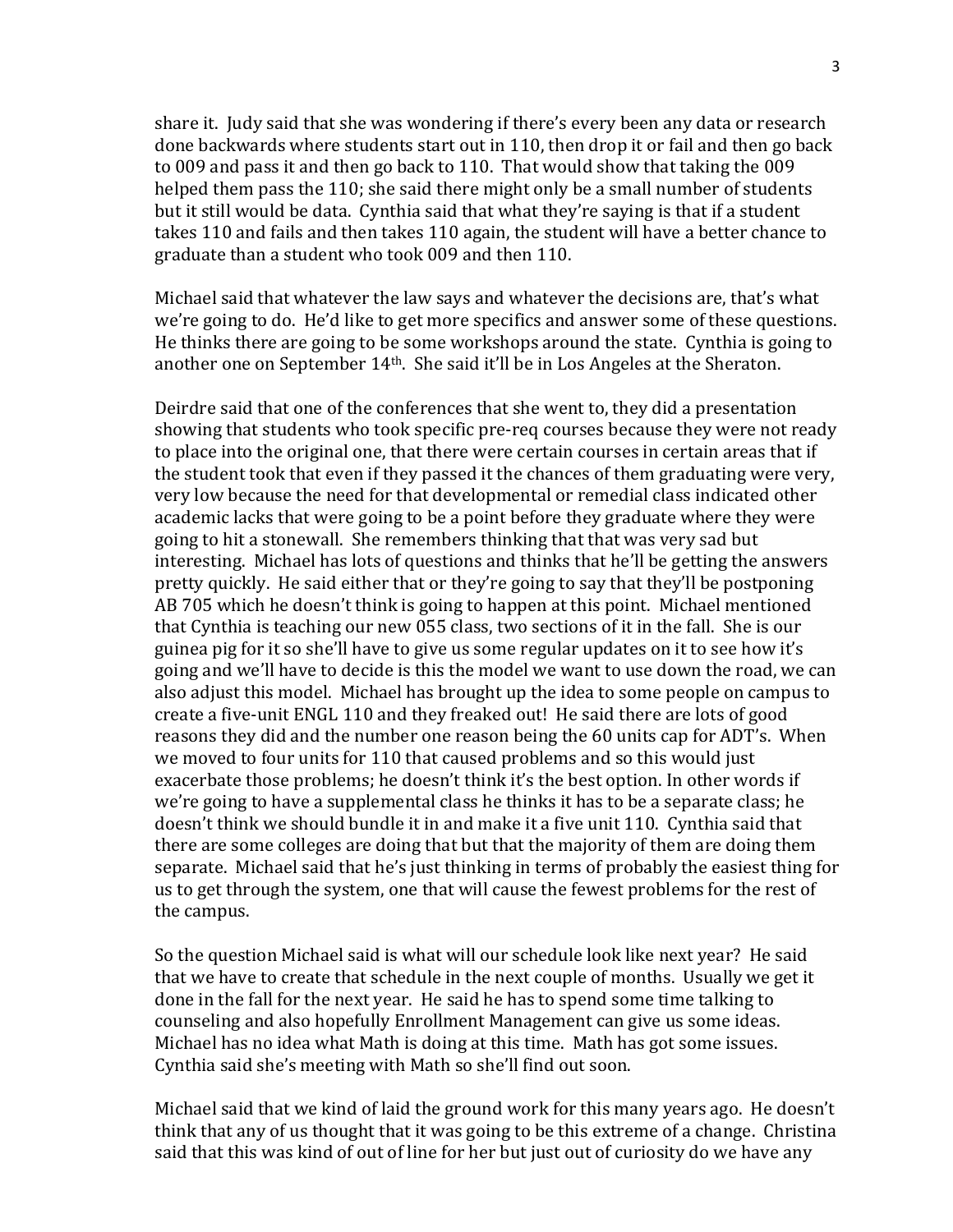share it. Judy said that she was wondering if there's every been any data or research done backwards where students start out in 110, then drop it or fail and then go back to 009 and pass it and then go back to 110. That would show that taking the 009 helped them pass the 110; she said there might only be a small number of students but it still would be data. Cynthia said that what they're saying is that if a student takes 110 and fails and then takes 110 again, the student will have a better chance to graduate than a student who took 009 and then 110.

Michael said that whatever the law says and whatever the decisions are, that's what we're going to do. He'd like to get more specifics and answer some of these questions. He thinks there are going to be some workshops around the state. Cynthia is going to another one on September 14th. She said it'll be in Los Angeles at the Sheraton.

Deirdre said that one of the conferences that she went to, they did a presentation showing that students who took specific pre-req courses because they were not ready to place into the original one, that there were certain courses in certain areas that if the student took that even if they passed it the chances of them graduating were very, very low because the need for that developmental or remedial class indicated other academic lacks that were going to be a point before they graduate where they were going to hit a stonewall. She remembers thinking that that was very sad but interesting. Michael has lots of questions and thinks that he'll be getting the answers pretty quickly. He said either that or they're going to say that they'll be postponing AB 705 which he doesn't think is going to happen at this point. Michael mentioned that Cynthia is teaching our new 055 class, two sections of it in the fall. She is our guinea pig for it so she'll have to give us some regular updates on it to see how it's going and we'll have to decide is this the model we want to use down the road, we can also adjust this model. Michael has brought up the idea to some people on campus to create a five-unit ENGL 110 and they freaked out! He said there are lots of good reasons they did and the number one reason being the 60 units cap for ADT's. When we moved to four units for 110 that caused problems and so this would just exacerbate those problems; he doesn't think it's the best option. In other words if we're going to have a supplemental class he thinks it has to be a separate class; he doesn't think we should bundle it in and make it a five unit 110. Cynthia said that there are some colleges are doing that but that the majority of them are doing them separate. Michael said that he's just thinking in terms of probably the easiest thing for us to get through the system, one that will cause the fewest problems for the rest of the campus.

So the question Michael said is what will our schedule look like next year? He said that we have to create that schedule in the next couple of months. Usually we get it done in the fall for the next year. He said he has to spend some time talking to counseling and also hopefully Enrollment Management can give us some ideas. Michael has no idea what Math is doing at this time. Math has got some issues. Cynthia said she's meeting with Math so she'll find out soon.

Michael said that we kind of laid the ground work for this many years ago. He doesn't think that any of us thought that it was going to be this extreme of a change. Christina said that this was kind of out of line for her but just out of curiosity do we have any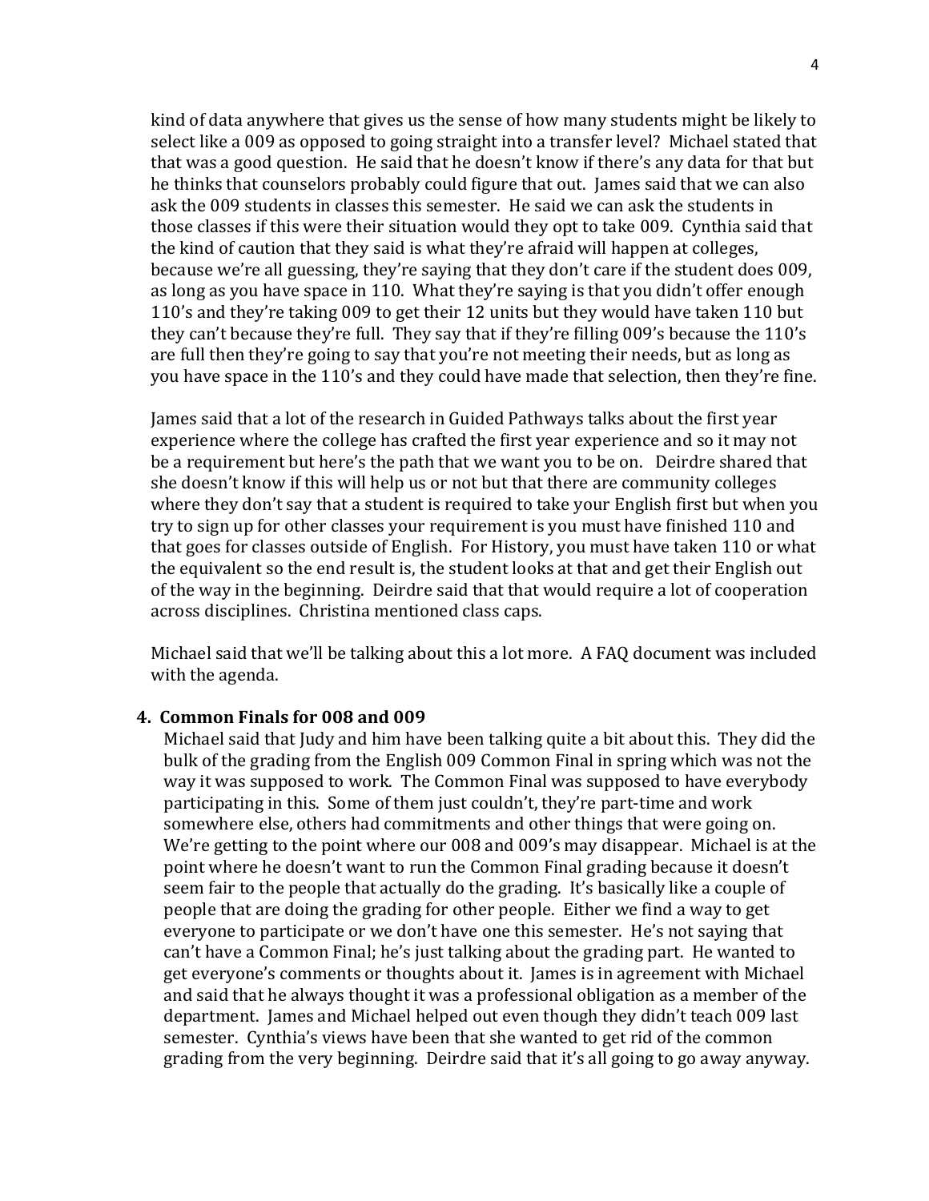kind of data anywhere that gives us the sense of how many students might be likely to select like a 009 as opposed to going straight into a transfer level? Michael stated that that was a good question. He said that he doesn't know if there's any data for that but he thinks that counselors probably could figure that out. James said that we can also ask the 009 students in classes this semester. He said we can ask the students in those classes if this were their situation would they opt to take 009. Cynthia said that the kind of caution that they said is what they're afraid will happen at colleges, because we're all guessing, they're saying that they don't care if the student does 009, as long as you have space in 110. What they're saying is that you didn't offer enough 110's and they're taking 009 to get their 12 units but they would have taken 110 but they can't because they're full. They say that if they're filling 009's because the 110's are full then they're going to say that you're not meeting their needs, but as long as you have space in the 110's and they could have made that selection, then they're fine.

James said that a lot of the research in Guided Pathways talks about the first year experience where the college has crafted the first year experience and so it may not be a requirement but here's the path that we want you to be on. Deirdre shared that she doesn't know if this will help us or not but that there are community colleges where they don't say that a student is required to take your English first but when you try to sign up for other classes your requirement is you must have finished 110 and that goes for classes outside of English. For History, you must have taken 110 or what the equivalent so the end result is, the student looks at that and get their English out of the way in the beginning. Deirdre said that that would require a lot of cooperation across disciplines. Christina mentioned class caps.

Michael said that we'll be talking about this a lot more. A FAQ document was included with the agenda.

**4. Common Finals for 008 and 009**

Michael said that Judy and him have been talking quite a bit about this. They did the bulk of the grading from the English 009 Common Final in spring which was not the way it was supposed to work. The Common Final was supposed to have everybody participating in this. Some of them just couldn't, they're part-time and work somewhere else, others had commitments and other things that were going on. We're getting to the point where our 008 and 009's may disappear. Michael is at the point where he doesn't want to run the Common Final grading because it doesn't seem fair to the people that actually do the grading. It's basically like a couple of people that are doing the grading for other people. Either we find a way to get everyone to participate or we don't have one this semester. He's not saying that can't have a Common Final; he's just talking about the grading part. He wanted to get everyone's comments or thoughts about it. James is in agreement with Michael and said that he always thought it was a professional obligation as a member of the department. James and Michael helped out even though they didn't teach 009 last semester. Cynthia's views have been that she wanted to get rid of the common grading from the very beginning. Deirdre said that it's all going to go away anyway.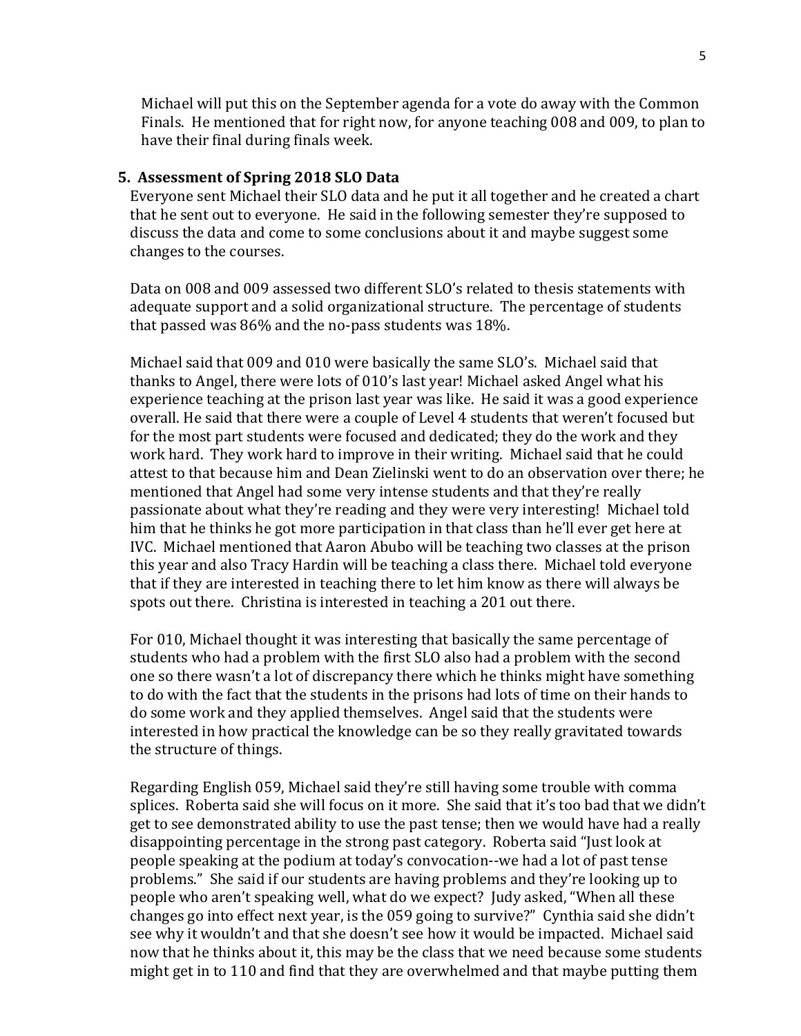Michael will put this on the September agenda for a vote do away with the Common Finals. He mentioned that for right now, for anyone teaching 008 and 009, to plan to have their final during finals week.

### 5. Assessment of Spring 2018 SLO Data

Everyone sent Michael their SLO data and he put it all together and he created a chart that he sent out to everyone. He said in the following semester they're supposed to discuss the data and come to some conclusions about it and maybe suggest some changes to the courses.

Data on 008 and 009 assessed two different SLO's related to thesis statements with adequate support and a solid organizational structure. The percentage of students that passed was 86% and the no-pass students was 18%.

Michael said that 009 and 010 were basically the same SLO's. Michael said that thanks to Angel, there were lots of 010's last year! Michael asked Angel what his experience teaching at the prison last year was like. He said it was a good experience overall. He said that there were a couple of Level 4 students that weren't focused but for the most part students were focused and dedicated; they do the work and they work hard. They work hard to improve in their writing. Michael said that he could attest to that because him and Dean Zielinski went to do an observation over there; he mentioned that Angel had some very intense students and that they're really passionate about what they're reading and they were very interesting! Michael told him that he thinks he got more participation in that class than he'll ever get here at IVC. Michael mentioned that Aaron Abubo will be teaching two classes at the prison this year and also Tracy Hardin will be teaching a class there. Michael told everyone that if they are interested in teaching there to let him know as there will always be spots out there. Christina is interested in teaching a 201 out there.

For 010, Michael thought it was interesting that basically the same percentage of students who had a problem with the first SLO also had a problem with the second one so there wasn't a lot of discrepancy there which he thinks might have something to do with the fact that the students in the prisons had lots of time on their hands to do some work and they applied themselves. Angel said that the students were interested in how practical the knowledge can be so they really gravitated towards the structure of things.

Regarding English 059, Michael said they're still having some trouble with comma splices. Roberta said she will focus on it more. She said that it's too bad that we didn't get to see demonstrated ability to use the past tense; then we would have had a really disappointing percentage in the strong past category. Roberta said "Just look at people speaking at the podium at today's convocation--we had a lot of past tense problems." She said if our students are having problems and they're looking up to people who aren't speaking well, what do we expect? Judy asked, "When all these changes go into effect next year, is the 059 going to survive?" Cynthia said she didn't see why it wouldn't and that she doesn't see how it would be impacted. Michael said now that he thinks about it, this may be the class that we need because some students might get in to 110 and find that they are overwhelmed and that maybe putting them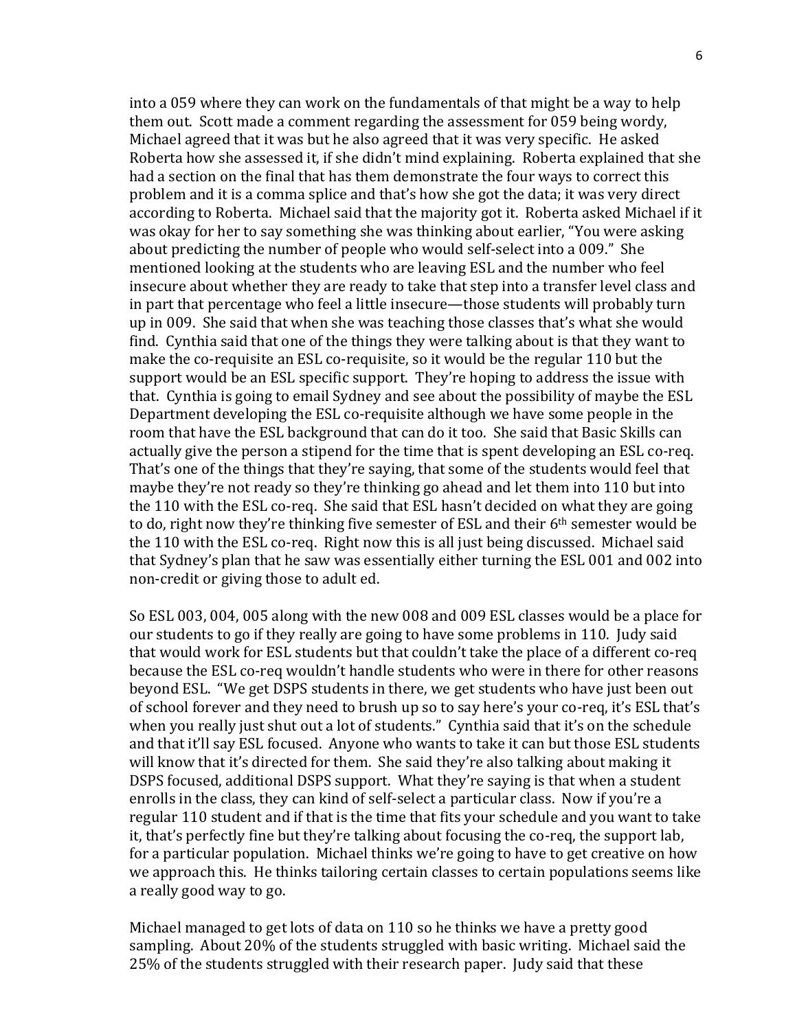into a 059 where they can work on the fundamentals of that might be a way to help them out. Scott made a comment regarding the assessment for 059 being wordy, Michael agreed that it was but he also agreed that it was very specific. He asked Roberta how she assessed it, if she didn't mind explaining. Roberta explained that she had a section on the final that has them demonstrate the four ways to correct this problem and it is a comma splice and that's how she got the data; it was very direct according to Roberta. Michael said that the majority got it. Roberta asked Michael if it was okay for her to say something she was thinking about earlier, "You were asking about predicting the number of people who would self-select into a 009." She mentioned looking at the students who are leaving ESL and the number who feel insecure about whether they are ready to take that step into a transfer level class and in part that percentage who feel a little insecure—those students will probably turn up in 009. She said that when she was teaching those classes that's what she would find. Cynthia said that one of the things they were talking about is that they want to make the co-requisite an ESL co-requisite, so it would be the regular 110 but the support would be an ESL specific support. They're hoping to address the issue with that. Cynthia is going to email Sydney and see about the possibility of maybe the ESL Department developing the ESL co-requisite although we have some people in the room that have the ESL background that can do it too. She said that Basic Skills can actually give the person a stipend for the time that is spent developing an ESL co-req. That's one of the things that they're saying, that some of the students would feel that maybe they're not ready so they're thinking go ahead and let them into 110 but into the 110 with the ESL co-req. She said that ESL hasn't decided on what they are going to do, right now they're thinking five semester of ESL and their 6th semester would be the 110 with the ESL co-req. Right now this is all just being discussed. Michael said that Sydney's plan that he saw was essentially either turning the ESL 001 and 002 into non-credit or giving those to adult ed.

So ESL 003, 004, 005 along with the new 008 and 009 ESL classes would be a place for our students to go if they really are going to have some problems in 110. Judy said that would work for ESL students but that couldn't take the place of a different co-req because the ESL co-req wouldn't handle students who were in there for other reasons beyond ESL. "We get DSPS students in there, we get students who have just been out of school forever and they need to brush up so to say here's your co-req, it's ESL that's when you really just shut out a lot of students." Cynthia said that it's on the schedule and that it'll say ESL focused. Anyone who wants to take it can but those ESL students will know that it's directed for them. She said they're also talking about making it DSPS focused, additional DSPS support. What they're saying is that when a student enrolls in the class, they can kind of self-select a particular class. Now if you're a regular 110 student and if that is the time that fits your schedule and you want to take it, that's perfectly fine but they're talking about focusing the co-req, the support lab, for a particular population. Michael thinks we're going to have to get creative on how we approach this. He thinks tailoring certain classes to certain populations seems like a really good way to go.

Michael managed to get lots of data on 110 so he thinks we have a pretty good sampling. About 20% of the students struggled with basic writing. Michael said the 25% of the students struggled with their research paper. Judy said that these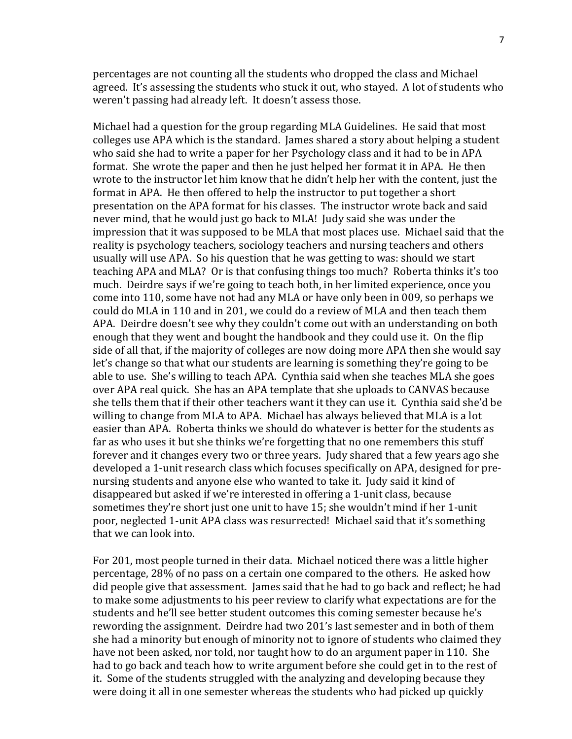percentages are not counting all the students who dropped the class and Michael agreed. It's assessing the students who stuck it out, who stayed. A lot of students who weren't passing had already left. It doesn't assess those.

Michael had a question for the group regarding MLA Guidelines. He said that most colleges use APA which is the standard. James shared a story about helping a student who said she had to write a paper for her Psychology class and it had to be in APA format. She wrote the paper and then he just helped her format it in APA. He then wrote to the instructor let him know that he didn't help her with the content, just the format in APA. He then offered to help the instructor to put together a short presentation on the APA format for his classes. The instructor wrote back and said never mind, that he would just go back to MLA! Judy said she was under the impression that it was supposed to be MLA that most places use. Michael said that the reality is psychology teachers, sociology teachers and nursing teachers and others usually will use APA. So his question that he was getting to was: should we start teaching APA and MLA? Or is that confusing things too much? Roberta thinks it's too much. Deirdre says if we're going to teach both, in her limited experience, once you come into 110, some have not had any MLA or have only been in 009, so perhaps we could do MLA in 110 and in 201, we could do a review of MLA and then teach them APA. Deirdre doesn't see why they couldn't come out with an understanding on both enough that they went and bought the handbook and they could use it. On the flip side of all that, if the majority of colleges are now doing more APA then she would say let's change so that what our students are learning is something they're going to be able to use. She's willing to teach APA. Cynthia said when she teaches MLA she goes over APA real quick. She has an APA template that she uploads to CANVAS because she tells them that if their other teachers want it they can use it. Cynthia said she'd be willing to change from MLA to APA. Michael has always believed that MLA is a lot easier than APA. Roberta thinks we should do whatever is better for the students as far as who uses it but she thinks we're forgetting that no one remembers this stuff forever and it changes every two or three years. Judy shared that a few years ago she developed a 1-unit research class which focuses specifically on APA, designed for pre-nursing students and anyone else who wanted to take it. Judy said it kind of disappeared but asked if we're interested in offering a 1-unit class, because sometimes they're short just one unit to have 15; she wouldn't mind if her 1-unit poor, neglected 1-unit APA class was resurrected! Michael said that it's something that we can look into.

For 201, most people turned in their data. Michael noticed there was a little higher percentage, 28% of no pass on a certain one compared to the others. He asked how did people give that assessment. James said that he had to go back and reflect; he had to make some adjustments to his peer review to clarify what expectations are for the students and he'll see better student outcomes this coming semester because he's rewording the assignment. Deirdre had two 201's last semester and in both of them she had a minority but enough of minority not to ignore of students who claimed they have not been asked, nor told, nor taught how to do an argument paper in 110. She had to go back and teach how to write argument before she could get in to the rest of it. Some of the students struggled with the analyzing and developing because they were doing it all in one semester whereas the students who had picked up quickly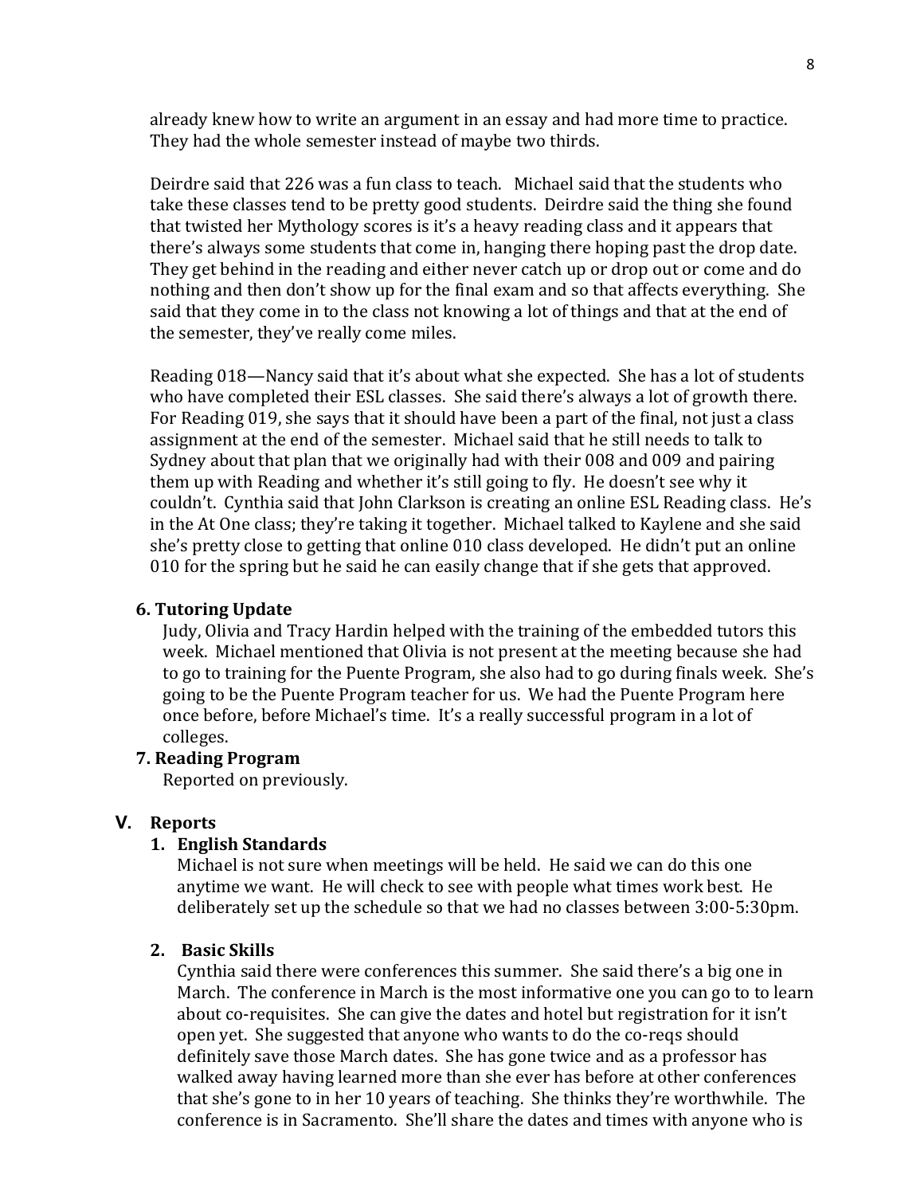already knew how to write an argument in an essay and had more time to practice. They had the whole semester instead of maybe two thirds.

Deirdre said that 226 was a fun class to teach. Michael said that the students who take these classes tend to be pretty good students. Deirdre said the thing she found that twisted her Mythology scores is it's a heavy reading class and it appears that there's always some students that come in, hanging there hoping past the drop date. They get behind in the reading and either never catch up or drop out or come and do nothing and then don't show up for the final exam and so that affects everything. She said that they come in to the class not knowing a lot of things and that at the end of the semester, they've really come miles.

Reading 018—Nancy said that it's about what she expected. She has a lot of students who have completed their ESL classes. She said there's always a lot of growth there. For Reading 019, she says that it should have been a part of the final, not just a class assignment at the end of the semester. Michael said that he still needs to talk to Sydney about that plan that we originally had with their 008 and 009 and pairing them up with Reading and whether it's still going to fly. He doesn't see why it couldn't. Cynthia said that John Clarkson is creating an online ESL Reading class. He's in the At One class; they're taking it together. Michael talked to Kaylene and she said she's pretty close to getting that online 010 class developed. He didn't put an online 010 for the spring but he said he can easily change that if she gets that approved.

**6. Tutoring Update**

Judy, Olivia and Tracy Hardin helped with the training of the embedded tutors this week. Michael mentioned that Olivia is not present at the meeting because she had to go to training for the Puente Program, she also had to go during finals week. She's going to be the Puente Program teacher for us. We had the Puente Program here once before, before Michael's time. It's a really successful program in a lot of colleges.

**7. Reading Program**

Reported on previously.

## V. Reports

**1. English Standards**

Michael is not sure when meetings will be held. He said we can do this one anytime we want. He will check to see with people what times work best. He deliberately set up the schedule so that we had no classes between 3:00-5:30pm.

**2. Basic Skills**

Cynthia said there were conferences this summer. She said there's a big one in March. The conference in March is the most informative one you can go to to learn about co-requisites. She can give the dates and hotel but registration for it isn't open yet. She suggested that anyone who wants to do the co-reqs should definitely save those March dates. She has gone twice and as a professor has walked away having learned more than she ever has before at other conferences that she's gone to in her 10 years of teaching. She thinks they're worthwhile. The conference is in Sacramento. She'll share the dates and times with anyone who is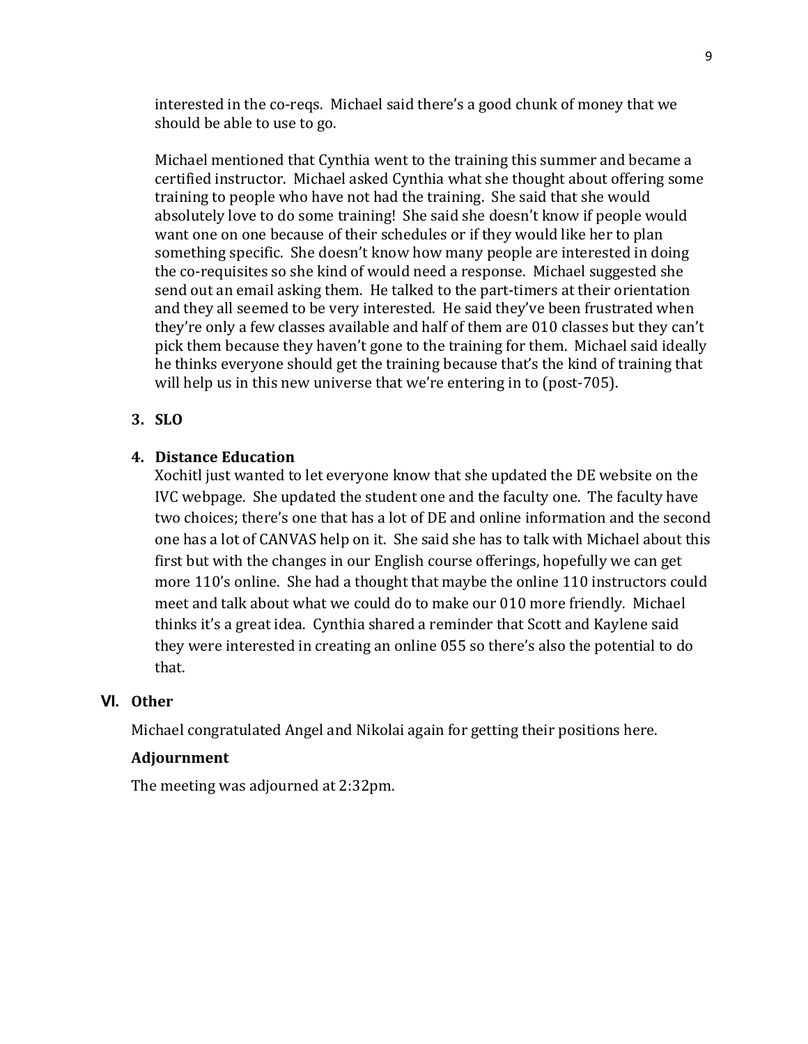interested in the co-reqs. Michael said there's a good chunk of money that we should be able to use to go.

Michael mentioned that Cynthia went to the training this summer and became a certified instructor. Michael asked Cynthia what she thought about offering some training to people who have not had the training. She said that she would absolutely love to do some training! She said she doesn't know if people would want one on one because of their schedules or if they would like her to plan something specific. She doesn't know how many people are interested in doing the co-requisites so she kind of would need a response. Michael suggested she send out an email asking them. He talked to the part-timers at their orientation and they all seemed to be very interested. He said they've been frustrated when they're only a few classes available and half of them are 010 classes but they can't pick them because they haven't gone to the training for them. Michael said ideally he thinks everyone should get the training because that's the kind of training that will help us in this new universe that we're entering in to (post-705).

3. **SLO**

4. **Distance Education**

   Xochitl just wanted to let everyone know that she updated the DE website on the IVC webpage. She updated the student one and the faculty one. The faculty have two choices; there's one that has a lot of DE and online information and the second one has a lot of CANVAS help on it. She said she has to talk with Michael about this first but with the changes in our English course offerings, hopefully we can get more 110's online. She had a thought that maybe the online 110 instructors could meet and talk about what we could do to make our 010 more friendly. Michael thinks it's a great idea. Cynthia shared a reminder that Scott and Kaylene said they were interested in creating an online 055 so there's also the potential to do that.

## VI. Other

Michael congratulated Angel and Nikolai again for getting their positions here.

### Adjournment

The meeting was adjourned at 2:32pm.